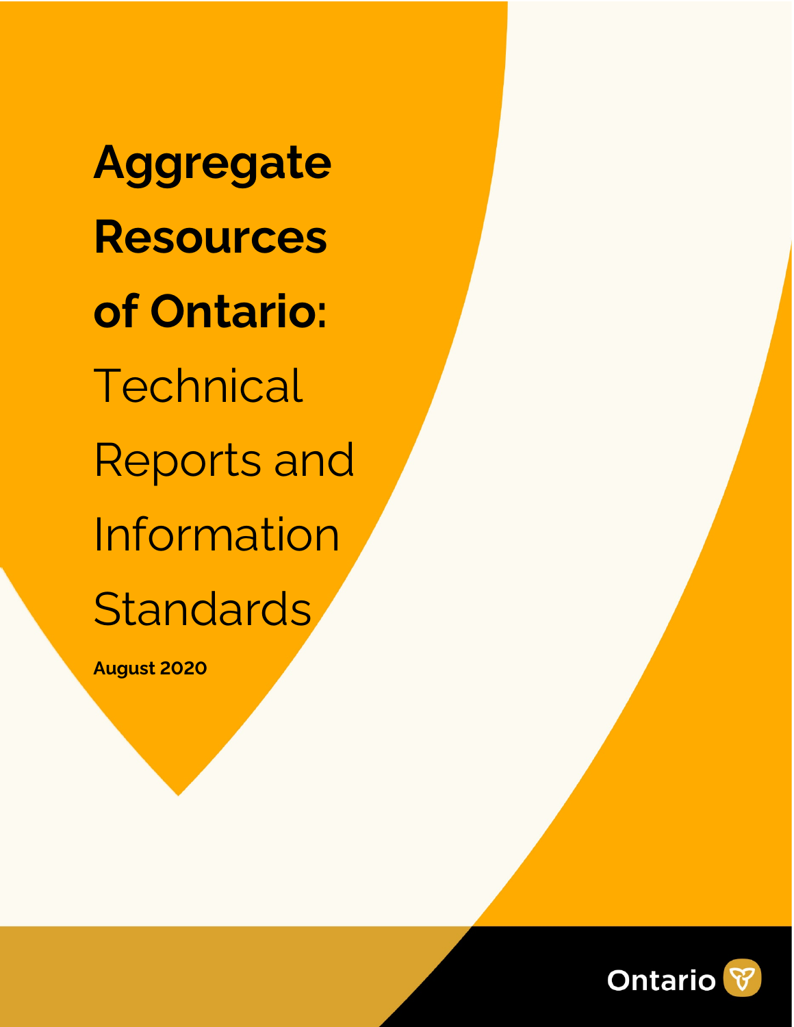# Aggregate Resources of Ontario: Technical Reports and Information Standards

**August 2020**

Ontario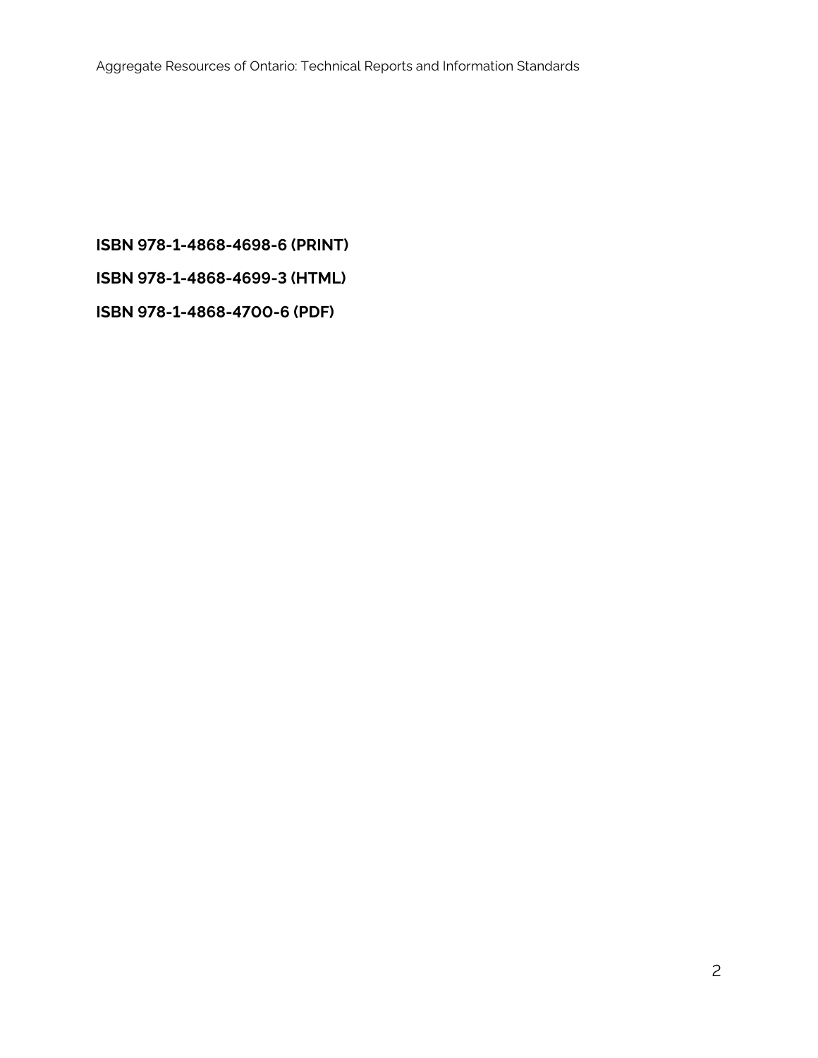**ISBN 978-1-4868-4698-6 (PRINT)**

**ISBN 978-1-4868-4699-3 (HTML)**

**ISBN 978-1-4868-4700-6 (PDF)**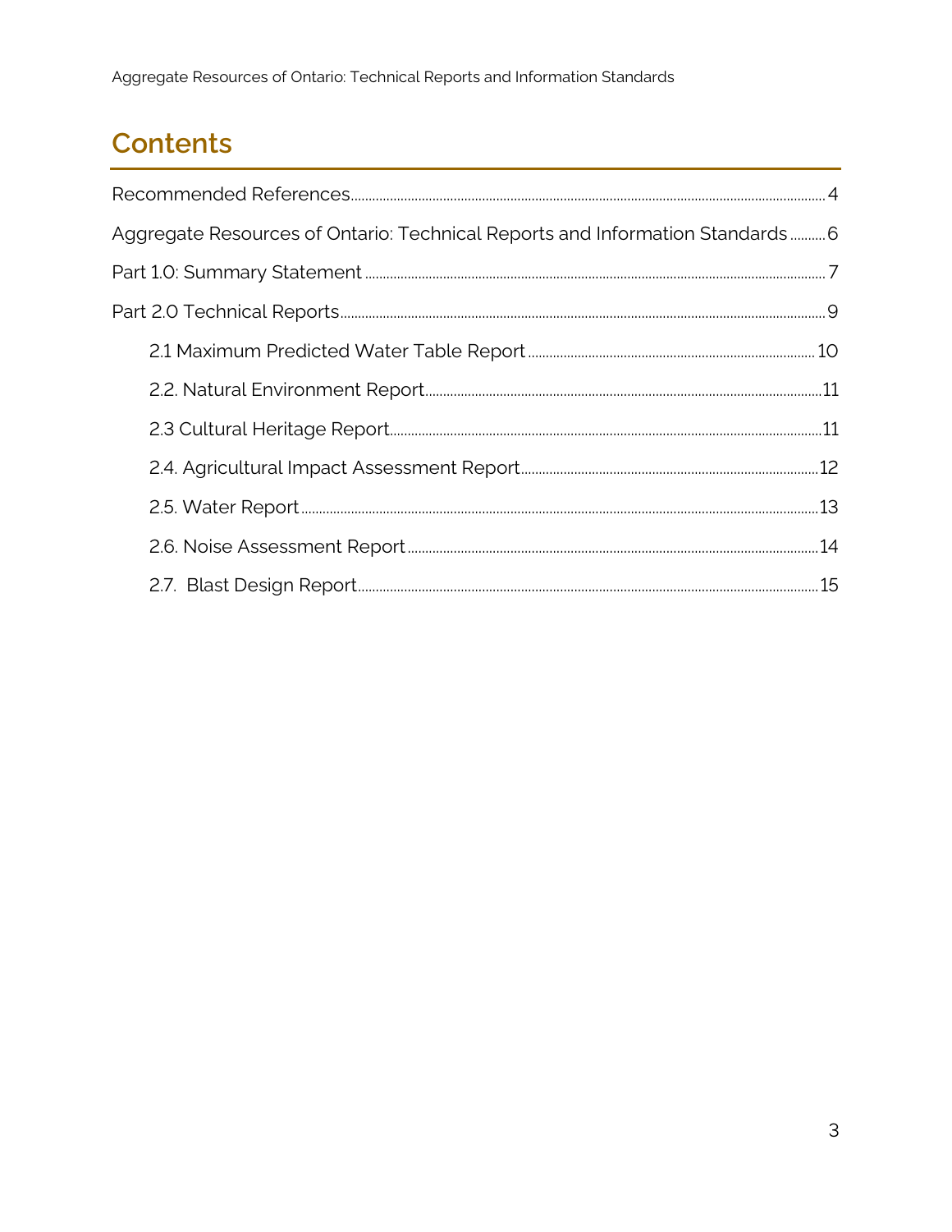# Contents

Recommended References ..... 4

Aggregate Resources of Ontario: Technical Reports and Information Standards ..... 6

Part 1.0: Summary Statement ..... 7

Part 2.0 Technical Reports ..... 9

- 2.1 Maximum Predicted Water Table Report ..... 10
- 2.2. Natural Environment Report ..... 11
- 2.3 Cultural Heritage Report ..... 11
- 2.4. Agricultural Impact Assessment Report ..... 12
- 2.5. Water Report ..... 13
- 2.6. Noise Assessment Report ..... 14
- 2.7. Blast Design Report ..... 15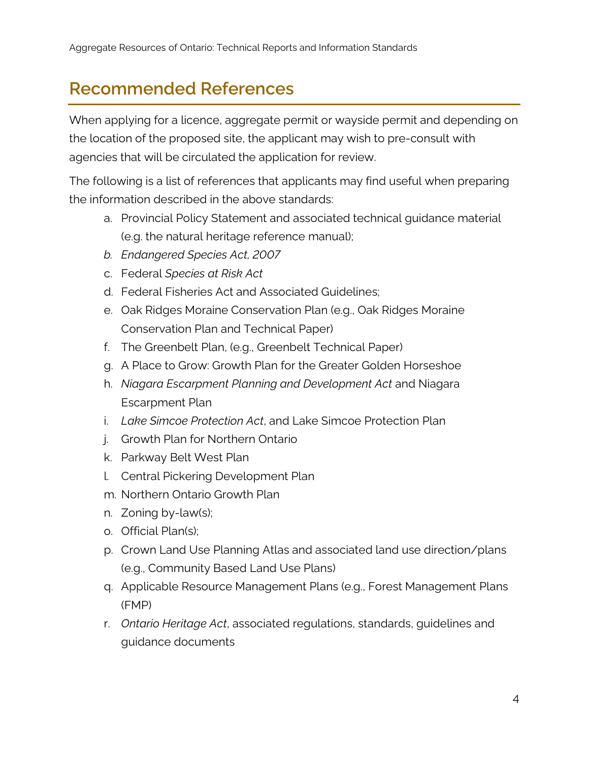## Recommended References

When applying for a licence, aggregate permit or wayside permit and depending on the location of the proposed site, the applicant may wish to pre-consult with agencies that will be circulated the application for review.

The following is a list of references that applicants may find useful when preparing the information described in the above standards:

a. Provincial Policy Statement and associated technical guidance material (e.g. the natural heritage reference manual);
b. *Endangered Species Act, 2007*
c. Federal *Species at Risk Act*
d. Federal Fisheries Act and Associated Guidelines;
e. Oak Ridges Moraine Conservation Plan (e.g., Oak Ridges Moraine Conservation Plan and Technical Paper)
f. The Greenbelt Plan, (e.g., Greenbelt Technical Paper)
g. A Place to Grow: Growth Plan for the Greater Golden Horseshoe
h. *Niagara Escarpment Planning and Development Act* and Niagara Escarpment Plan
i. *Lake Simcoe Protection Act*, and Lake Simcoe Protection Plan
j. Growth Plan for Northern Ontario
k. Parkway Belt West Plan
l. Central Pickering Development Plan
m. Northern Ontario Growth Plan
n. Zoning by-law(s);
o. Official Plan(s);
p. Crown Land Use Planning Atlas and associated land use direction/plans (e.g., Community Based Land Use Plans)
q. Applicable Resource Management Plans (e.g., Forest Management Plans (FMP)
r. *Ontario Heritage Act*, associated regulations, standards, guidelines and guidance documents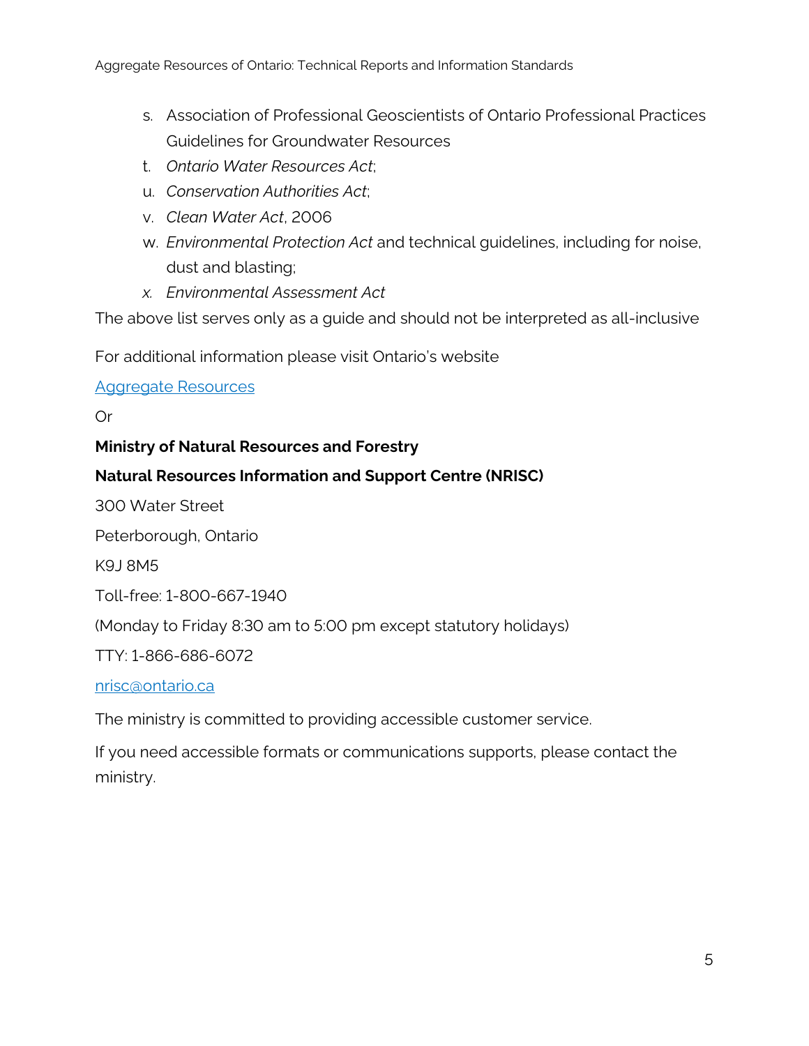s. Association of Professional Geoscientists of Ontario Professional Practices Guidelines for Groundwater Resources
t. *Ontario Water Resources Act*;
u. *Conservation Authorities Act*;
v. *Clean Water Act*, 2006
w. *Environmental Protection Act* and technical guidelines, including for noise, dust and blasting;
x. *Environmental Assessment Act*

The above list serves only as a guide and should not be interpreted as all-inclusive

For additional information please visit Ontario's website

[Aggregate Resources]()

Or

**Ministry of Natural Resources and Forestry**

**Natural Resources Information and Support Centre (NRISC)**

300 Water Street

Peterborough, Ontario

K9J 8M5

Toll-free: 1-800-667-1940

(Monday to Friday 8:30 am to 5:00 pm except statutory holidays)

TTY: 1-866-686-6072

[nrisc@ontario.ca](mailto:nrisc@ontario.ca)

The ministry is committed to providing accessible customer service.

If you need accessible formats or communications supports, please contact the ministry.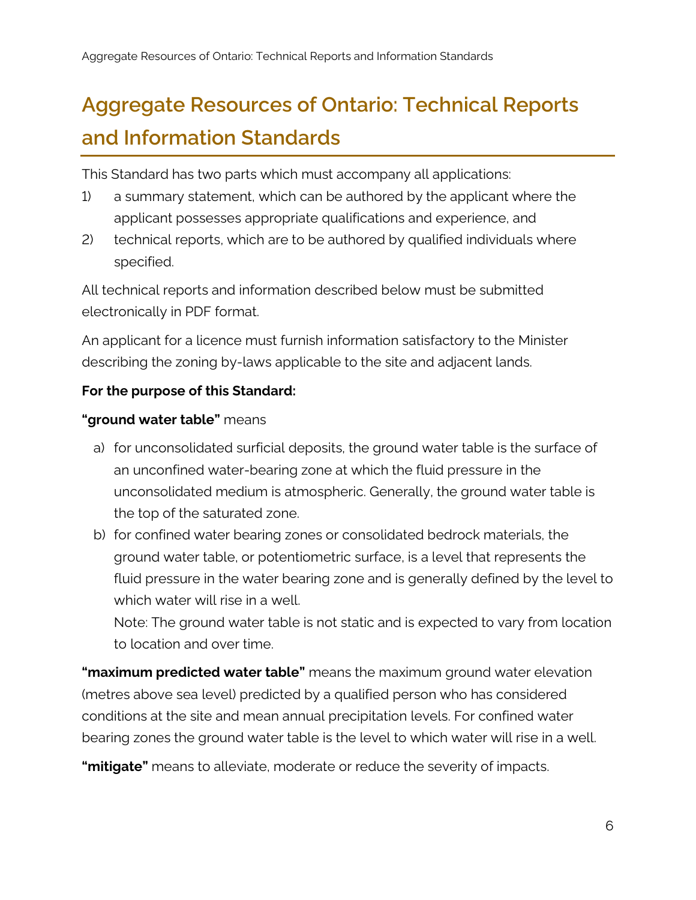# Aggregate Resources of Ontario: Technical Reports and Information Standards

This Standard has two parts which must accompany all applications:

1) a summary statement, which can be authored by the applicant where the applicant possesses appropriate qualifications and experience, and
2) technical reports, which are to be authored by qualified individuals where specified.

All technical reports and information described below must be submitted electronically in PDF format.

An applicant for a licence must furnish information satisfactory to the Minister describing the zoning by-laws applicable to the site and adjacent lands.

**For the purpose of this Standard:**

**"ground water table"** means

a) for unconsolidated surficial deposits, the ground water table is the surface of an unconfined water-bearing zone at which the fluid pressure in the unconsolidated medium is atmospheric. Generally, the ground water table is the top of the saturated zone.
b) for confined water bearing zones or consolidated bedrock materials, the ground water table, or potentiometric surface, is a level that represents the fluid pressure in the water bearing zone and is generally defined by the level to which water will rise in a well.
   Note: The ground water table is not static and is expected to vary from location to location and over time.

**"maximum predicted water table"** means the maximum ground water elevation (metres above sea level) predicted by a qualified person who has considered conditions at the site and mean annual precipitation levels. For confined water bearing zones the ground water table is the level to which water will rise in a well.

**"mitigate"** means to alleviate, moderate or reduce the severity of impacts.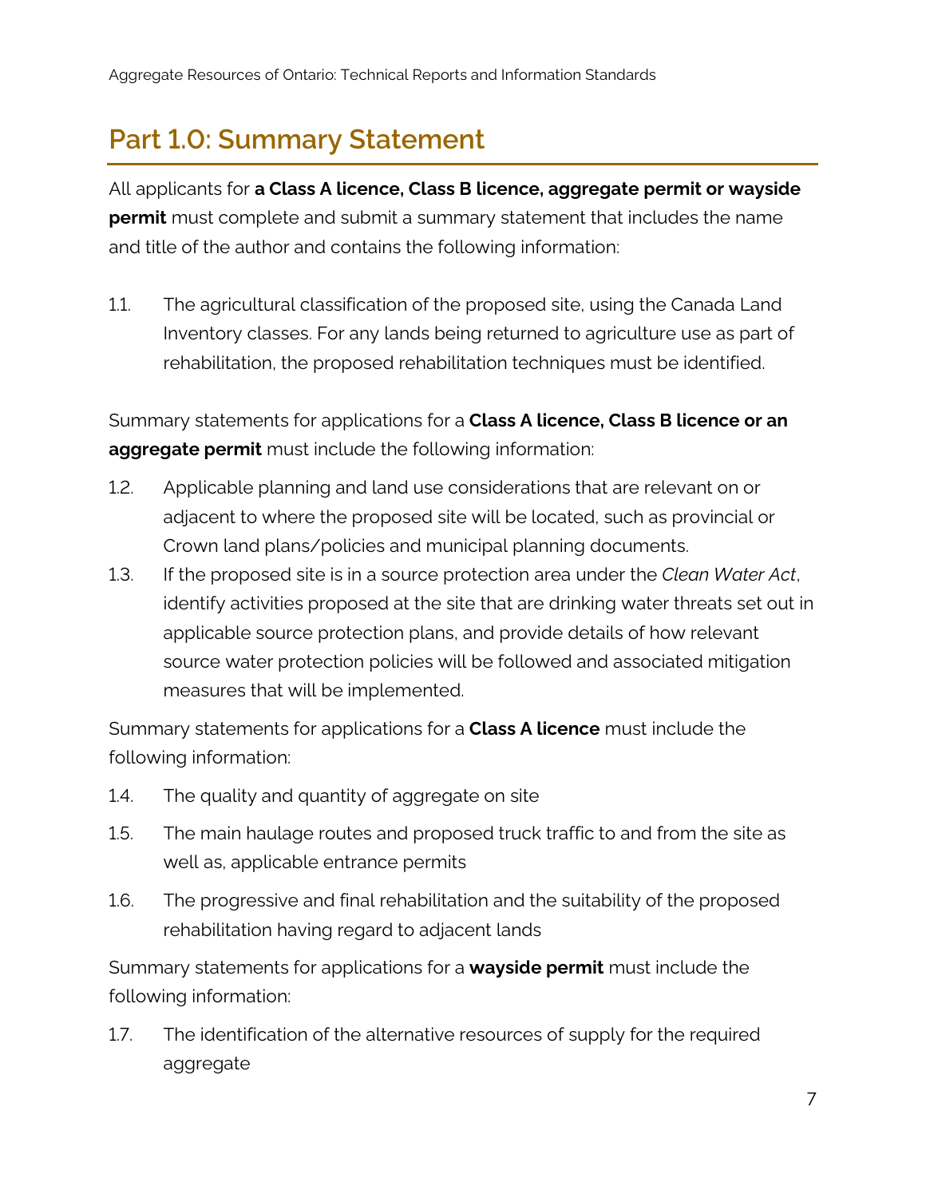## Part 1.0: Summary Statement

All applicants for **a Class A licence, Class B licence, aggregate permit or wayside permit** must complete and submit a summary statement that includes the name and title of the author and contains the following information:

1.1. The agricultural classification of the proposed site, using the Canada Land Inventory classes. For any lands being returned to agriculture use as part of rehabilitation, the proposed rehabilitation techniques must be identified.

Summary statements for applications for a **Class A licence, Class B licence or an aggregate permit** must include the following information:

1.2. Applicable planning and land use considerations that are relevant on or adjacent to where the proposed site will be located, such as provincial or Crown land plans/policies and municipal planning documents.

1.3. If the proposed site is in a source protection area under the *Clean Water Act*, identify activities proposed at the site that are drinking water threats set out in applicable source protection plans, and provide details of how relevant source water protection policies will be followed and associated mitigation measures that will be implemented.

Summary statements for applications for a **Class A licence** must include the following information:

1.4. The quality and quantity of aggregate on site

1.5. The main haulage routes and proposed truck traffic to and from the site as well as, applicable entrance permits

1.6. The progressive and final rehabilitation and the suitability of the proposed rehabilitation having regard to adjacent lands

Summary statements for applications for a **wayside permit** must include the following information:

1.7. The identification of the alternative resources of supply for the required aggregate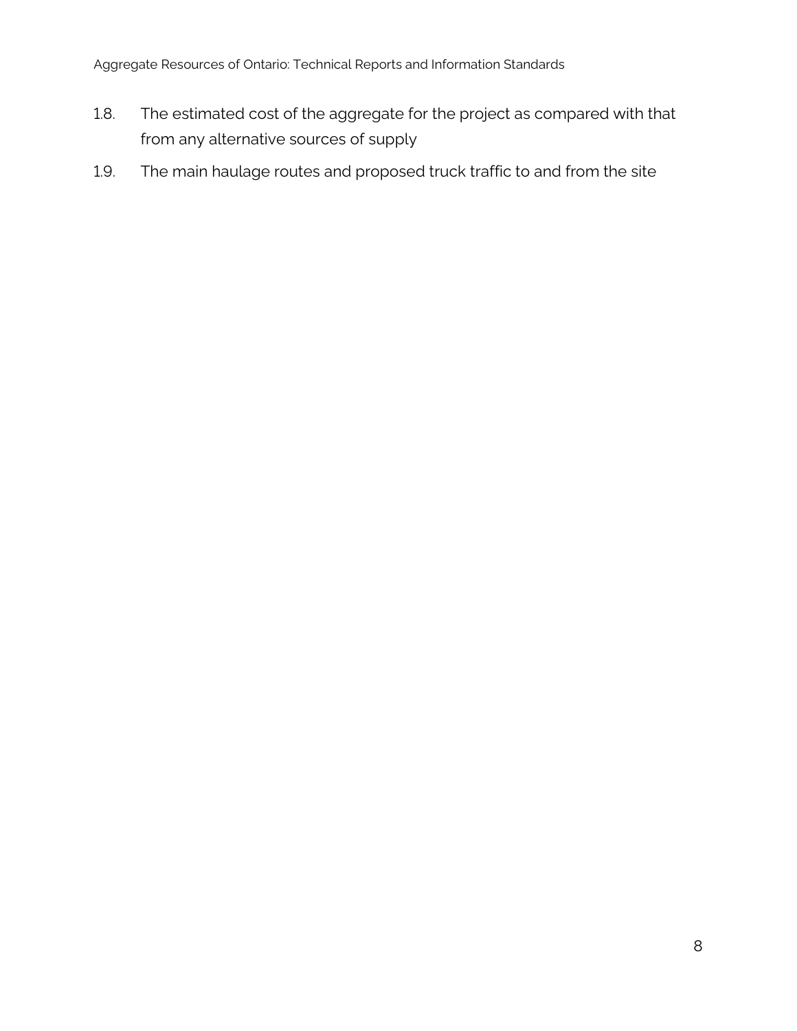1.8. The estimated cost of the aggregate for the project as compared with that from any alternative sources of supply

1.9. The main haulage routes and proposed truck traffic to and from the site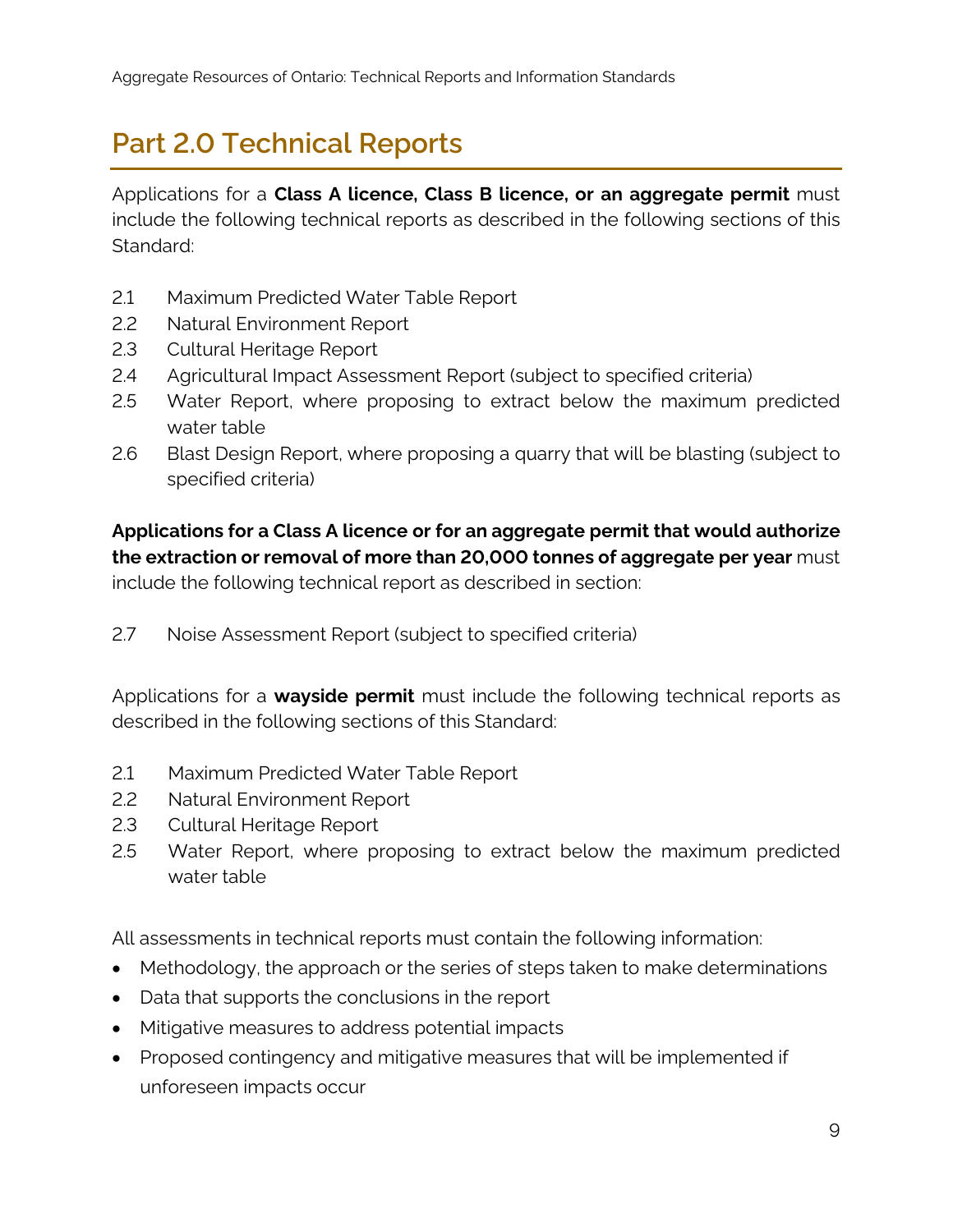# Part 2.0 Technical Reports

Applications for a **Class A licence, Class B licence, or an aggregate permit** must include the following technical reports as described in the following sections of this Standard:

2.1 Maximum Predicted Water Table Report
2.2 Natural Environment Report
2.3 Cultural Heritage Report
2.4 Agricultural Impact Assessment Report (subject to specified criteria)
2.5 Water Report, where proposing to extract below the maximum predicted water table
2.6 Blast Design Report, where proposing a quarry that will be blasting (subject to specified criteria)

**Applications for a Class A licence or for an aggregate permit that would authorize the extraction or removal of more than 20,000 tonnes of aggregate per year** must include the following technical report as described in section:

2.7 Noise Assessment Report (subject to specified criteria)

Applications for a **wayside permit** must include the following technical reports as described in the following sections of this Standard:

2.1 Maximum Predicted Water Table Report
2.2 Natural Environment Report
2.3 Cultural Heritage Report
2.5 Water Report, where proposing to extract below the maximum predicted water table

All assessments in technical reports must contain the following information:

- Methodology, the approach or the series of steps taken to make determinations
- Data that supports the conclusions in the report
- Mitigative measures to address potential impacts
- Proposed contingency and mitigative measures that will be implemented if unforeseen impacts occur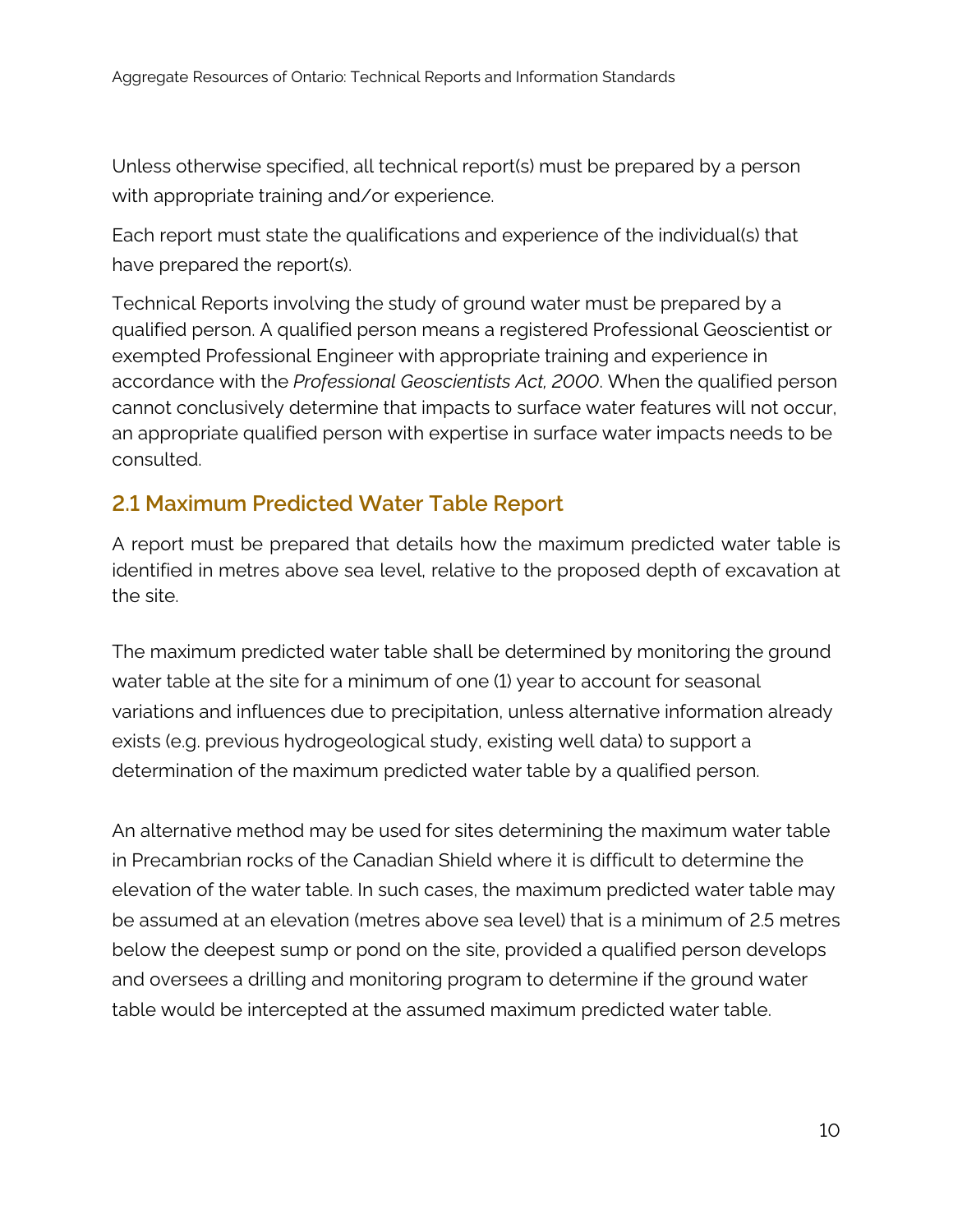Unless otherwise specified, all technical report(s) must be prepared by a person with appropriate training and/or experience.

Each report must state the qualifications and experience of the individual(s) that have prepared the report(s).

Technical Reports involving the study of ground water must be prepared by a qualified person. A qualified person means a registered Professional Geoscientist or exempted Professional Engineer with appropriate training and experience in accordance with the *Professional Geoscientists Act, 2000*. When the qualified person cannot conclusively determine that impacts to surface water features will not occur, an appropriate qualified person with expertise in surface water impacts needs to be consulted.

## 2.1 Maximum Predicted Water Table Report

A report must be prepared that details how the maximum predicted water table is identified in metres above sea level, relative to the proposed depth of excavation at the site.

The maximum predicted water table shall be determined by monitoring the ground water table at the site for a minimum of one (1) year to account for seasonal variations and influences due to precipitation, unless alternative information already exists (e.g. previous hydrogeological study, existing well data) to support a determination of the maximum predicted water table by a qualified person.

An alternative method may be used for sites determining the maximum water table in Precambrian rocks of the Canadian Shield where it is difficult to determine the elevation of the water table. In such cases, the maximum predicted water table may be assumed at an elevation (metres above sea level) that is a minimum of 2.5 metres below the deepest sump or pond on the site, provided a qualified person develops and oversees a drilling and monitoring program to determine if the ground water table would be intercepted at the assumed maximum predicted water table.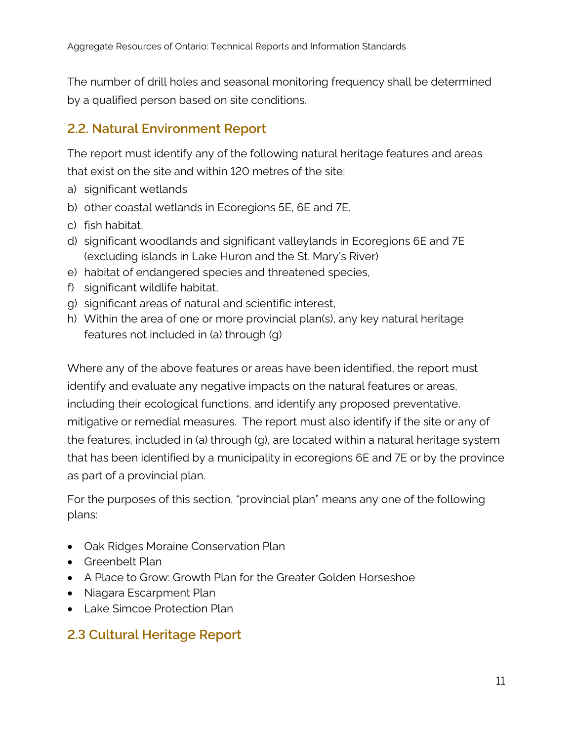The number of drill holes and seasonal monitoring frequency shall be determined by a qualified person based on site conditions.

## 2.2. Natural Environment Report

The report must identify any of the following natural heritage features and areas that exist on the site and within 120 metres of the site:

a) significant wetlands
b) other coastal wetlands in Ecoregions 5E, 6E and 7E,
c) fish habitat,
d) significant woodlands and significant valleylands in Ecoregions 6E and 7E (excluding islands in Lake Huron and the St. Mary's River)
e) habitat of endangered species and threatened species,
f) significant wildlife habitat,
g) significant areas of natural and scientific interest,
h) Within the area of one or more provincial plan(s), any key natural heritage features not included in (a) through (g)

Where any of the above features or areas have been identified, the report must identify and evaluate any negative impacts on the natural features or areas, including their ecological functions, and identify any proposed preventative, mitigative or remedial measures. The report must also identify if the site or any of the features, included in (a) through (g), are located within a natural heritage system that has been identified by a municipality in ecoregions 6E and 7E or by the province as part of a provincial plan.

For the purposes of this section, "provincial plan" means any one of the following plans:

- Oak Ridges Moraine Conservation Plan
- Greenbelt Plan
- A Place to Grow: Growth Plan for the Greater Golden Horseshoe
- Niagara Escarpment Plan
- Lake Simcoe Protection Plan

## 2.3 Cultural Heritage Report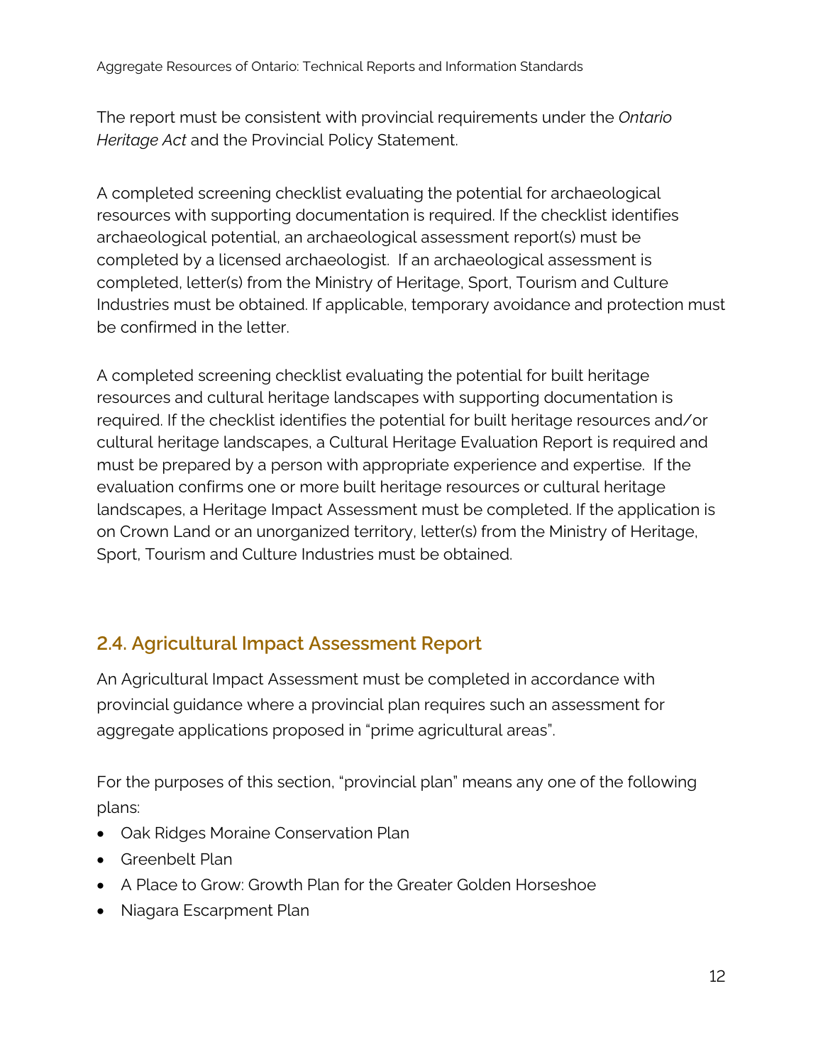The report must be consistent with provincial requirements under the *Ontario Heritage Act* and the Provincial Policy Statement.

A completed screening checklist evaluating the potential for archaeological resources with supporting documentation is required. If the checklist identifies archaeological potential, an archaeological assessment report(s) must be completed by a licensed archaeologist. If an archaeological assessment is completed, letter(s) from the Ministry of Heritage, Sport, Tourism and Culture Industries must be obtained. If applicable, temporary avoidance and protection must be confirmed in the letter.

A completed screening checklist evaluating the potential for built heritage resources and cultural heritage landscapes with supporting documentation is required. If the checklist identifies the potential for built heritage resources and/or cultural heritage landscapes, a Cultural Heritage Evaluation Report is required and must be prepared by a person with appropriate experience and expertise. If the evaluation confirms one or more built heritage resources or cultural heritage landscapes, a Heritage Impact Assessment must be completed. If the application is on Crown Land or an unorganized territory, letter(s) from the Ministry of Heritage, Sport, Tourism and Culture Industries must be obtained.

## 2.4. Agricultural Impact Assessment Report

An Agricultural Impact Assessment must be completed in accordance with provincial guidance where a provincial plan requires such an assessment for aggregate applications proposed in "prime agricultural areas".

For the purposes of this section, "provincial plan" means any one of the following plans:

- Oak Ridges Moraine Conservation Plan
- Greenbelt Plan
- A Place to Grow: Growth Plan for the Greater Golden Horseshoe
- Niagara Escarpment Plan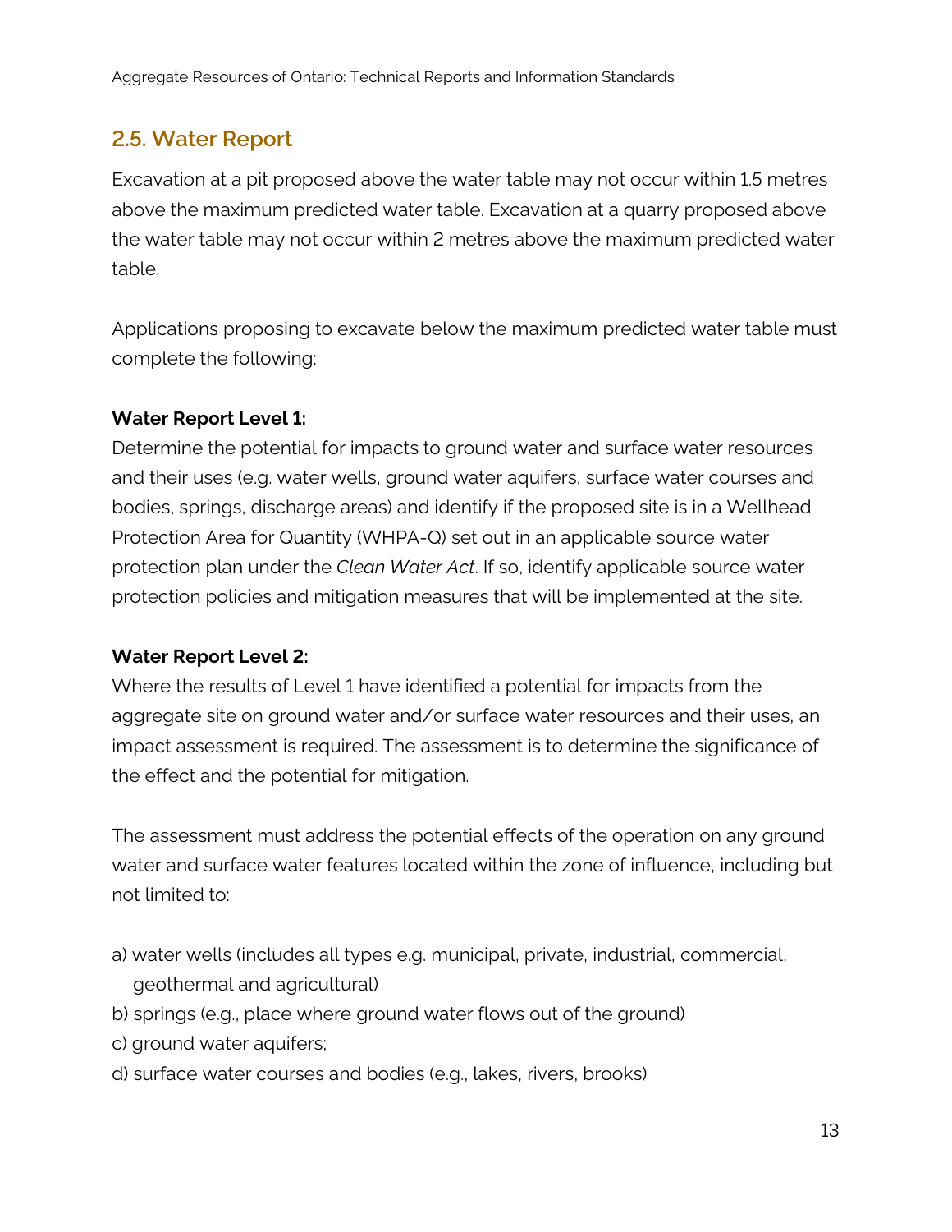## 2.5. Water Report

Excavation at a pit proposed above the water table may not occur within 1.5 metres above the maximum predicted water table. Excavation at a quarry proposed above the water table may not occur within 2 metres above the maximum predicted water table.

Applications proposing to excavate below the maximum predicted water table must complete the following:

**Water Report Level 1:**
Determine the potential for impacts to ground water and surface water resources and their uses (e.g. water wells, ground water aquifers, surface water courses and bodies, springs, discharge areas) and identify if the proposed site is in a Wellhead Protection Area for Quantity (WHPA-Q) set out in an applicable source water protection plan under the *Clean Water Act*. If so, identify applicable source water protection policies and mitigation measures that will be implemented at the site.

**Water Report Level 2:**
Where the results of Level 1 have identified a potential for impacts from the aggregate site on ground water and/or surface water resources and their uses, an impact assessment is required. The assessment is to determine the significance of the effect and the potential for mitigation.

The assessment must address the potential effects of the operation on any ground water and surface water features located within the zone of influence, including but not limited to:

a) water wells (includes all types e.g. municipal, private, industrial, commercial, geothermal and agricultural)
b) springs (e.g., place where ground water flows out of the ground)
c) ground water aquifers;
d) surface water courses and bodies (e.g., lakes, rivers, brooks)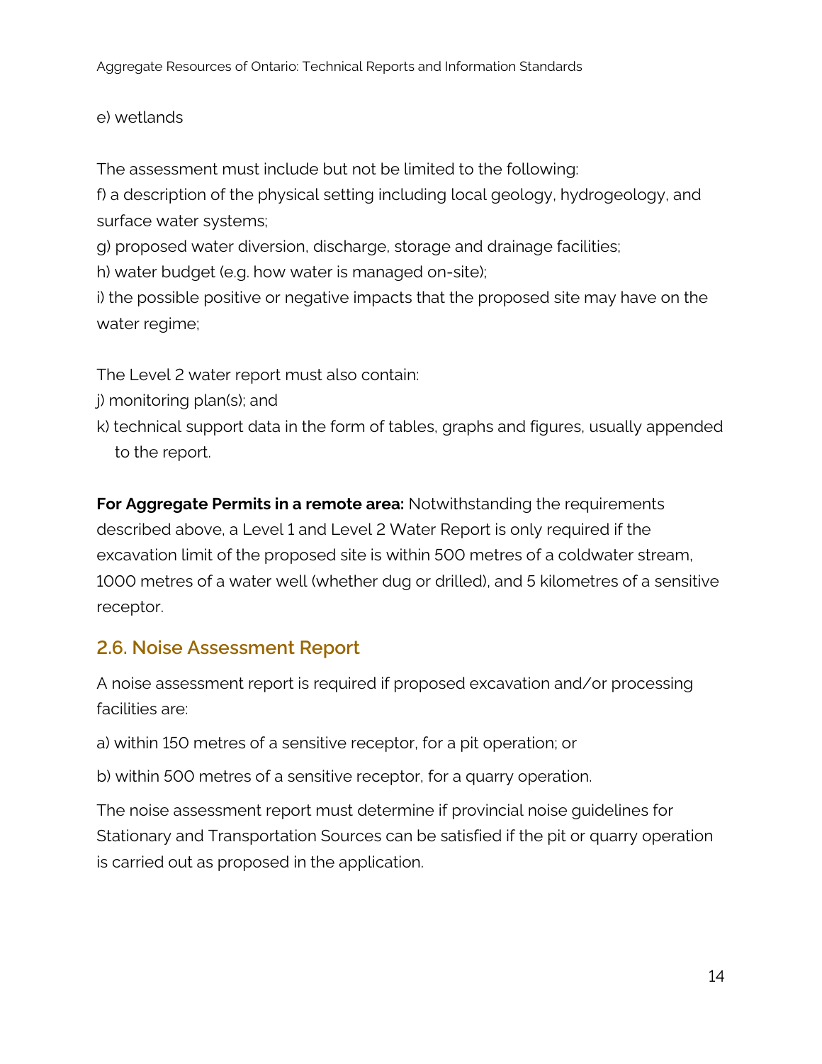e) wetlands

The assessment must include but not be limited to the following:

f) a description of the physical setting including local geology, hydrogeology, and surface water systems;

g) proposed water diversion, discharge, storage and drainage facilities;

h) water budget (e.g. how water is managed on-site);

i) the possible positive or negative impacts that the proposed site may have on the water regime;

The Level 2 water report must also contain:

j) monitoring plan(s); and

k) technical support data in the form of tables, graphs and figures, usually appended to the report.

**For Aggregate Permits in a remote area:** Notwithstanding the requirements described above, a Level 1 and Level 2 Water Report is only required if the excavation limit of the proposed site is within 500 metres of a coldwater stream, 1000 metres of a water well (whether dug or drilled), and 5 kilometres of a sensitive receptor.

## 2.6. Noise Assessment Report

A noise assessment report is required if proposed excavation and/or processing facilities are:

a) within 150 metres of a sensitive receptor, for a pit operation; or

b) within 500 metres of a sensitive receptor, for a quarry operation.

The noise assessment report must determine if provincial noise guidelines for Stationary and Transportation Sources can be satisfied if the pit or quarry operation is carried out as proposed in the application.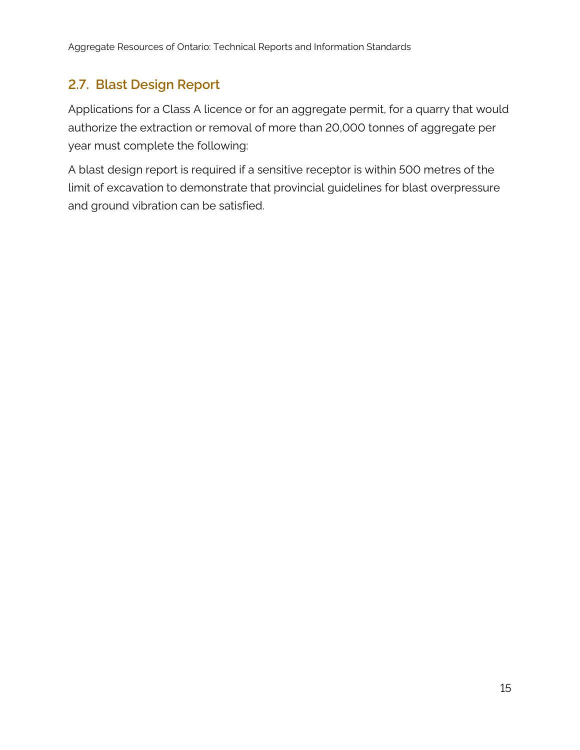## 2.7. Blast Design Report

Applications for a Class A licence or for an aggregate permit, for a quarry that would authorize the extraction or removal of more than 20,000 tonnes of aggregate per year must complete the following:

A blast design report is required if a sensitive receptor is within 500 metres of the limit of excavation to demonstrate that provincial guidelines for blast overpressure and ground vibration can be satisfied.